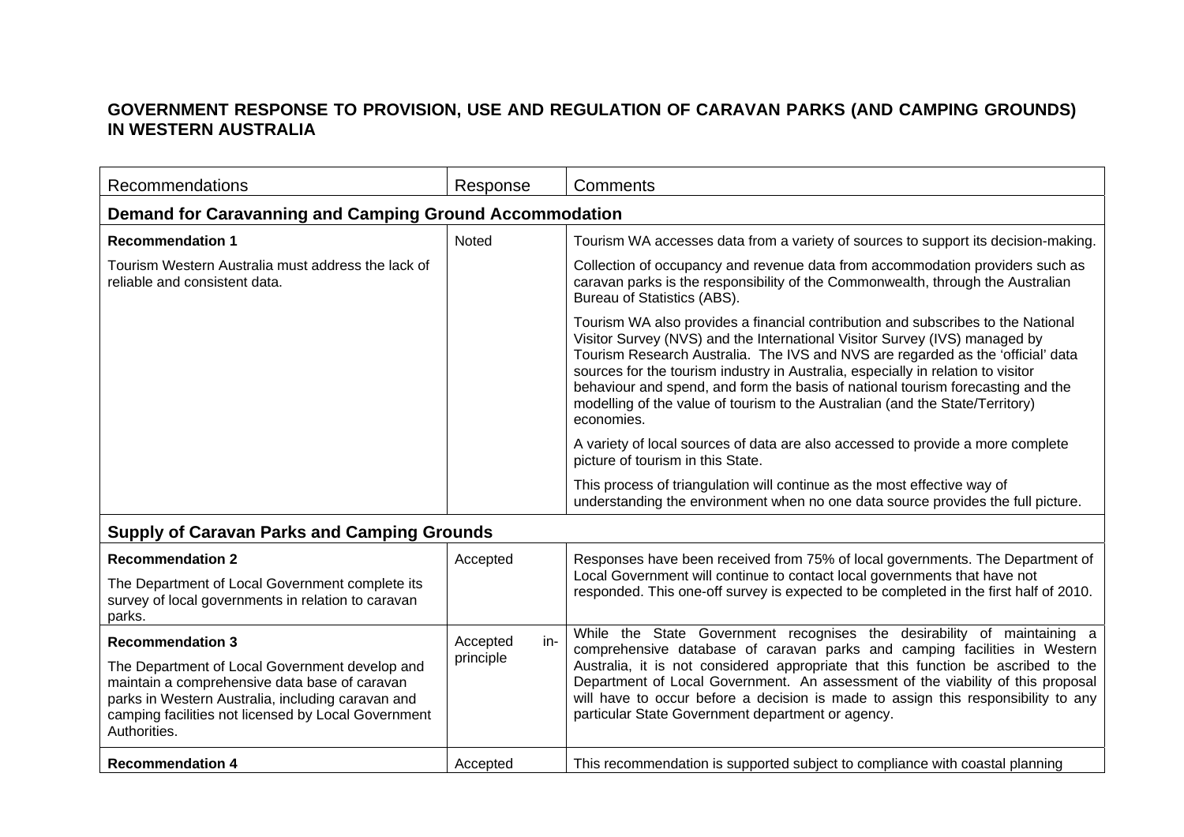# GOVERNMENT RESPONSE TO PROVISION, USE AND REGULATION OF CARAVAN PARKS (AND CAMPING GROUNDS) IN WESTERN AUSTRALIA

| Recommendations | Response | Comments |
|---|---|---|
| **Demand for Caravanning and Camping Ground Accommodation** | | |
| **Recommendation 1**<br><br>Tourism Western Australia must address the lack of reliable and consistent data. | Noted | Tourism WA accesses data from a variety of sources to support its decision-making.<br><br>Collection of occupancy and revenue data from accommodation providers such as caravan parks is the responsibility of the Commonwealth, through the Australian Bureau of Statistics (ABS).<br><br>Tourism WA also provides a financial contribution and subscribes to the National Visitor Survey (NVS) and the International Visitor Survey (IVS) managed by Tourism Research Australia. The IVS and NVS are regarded as the 'official' data sources for the tourism industry in Australia, especially in relation to visitor behaviour and spend, and form the basis of national tourism forecasting and the modelling of the value of tourism to the Australian (and the State/Territory) economies.<br><br>A variety of local sources of data are also accessed to provide a more complete picture of tourism in this State.<br><br>This process of triangulation will continue as the most effective way of understanding the environment when no one data source provides the full picture. |
| **Supply of Caravan Parks and Camping Grounds** | | |
| **Recommendation 2**<br><br>The Department of Local Government complete its survey of local governments in relation to caravan parks. | Accepted | Responses have been received from 75% of local governments. The Department of Local Government will continue to contact local governments that have not responded. This one-off survey is expected to be completed in the first half of 2010. |
| **Recommendation 3**<br><br>The Department of Local Government develop and maintain a comprehensive data base of caravan parks in Western Australia, including caravan and camping facilities not licensed by Local Government Authorities. | Accepted in-principle | While the State Government recognises the desirability of maintaining a comprehensive database of caravan parks and camping facilities in Western Australia, it is not considered appropriate that this function be ascribed to the Department of Local Government. An assessment of the viability of this proposal will have to occur before a decision is made to assign this responsibility to any particular State Government department or agency. |
| **Recommendation 4** | Accepted | This recommendation is supported subject to compliance with coastal planning |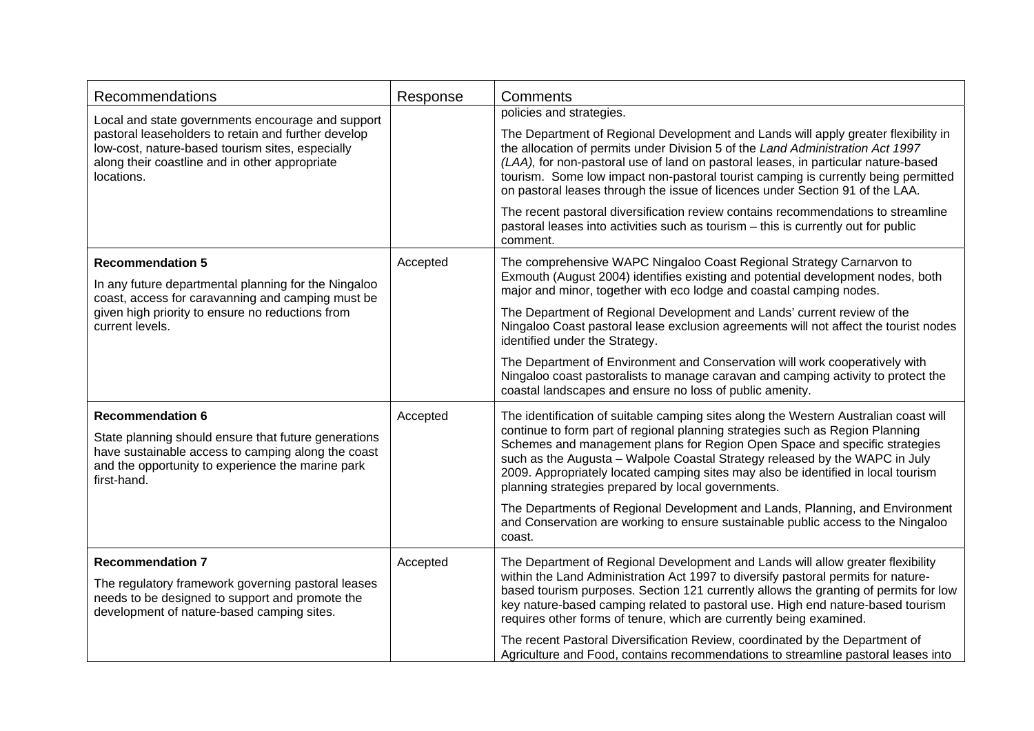| Recommendations | Response | Comments |
| --- | --- | --- |
| Local and state governments encourage and support pastoral leaseholders to retain and further develop low-cost, nature-based tourism sites, especially along their coastline and in other appropriate locations. | | policies and strategies.<br><br>The Department of Regional Development and Lands will apply greater flexibility in the allocation of permits under Division 5 of the *Land Administration Act 1997 (LAA),* for non-pastoral use of land on pastoral leases, in particular nature-based tourism. Some low impact non-pastoral tourist camping is currently being permitted on pastoral leases through the issue of licences under Section 91 of the LAA.<br><br>The recent pastoral diversification review contains recommendations to streamline pastoral leases into activities such as tourism – this is currently out for public comment. |
| **Recommendation 5**<br><br>In any future departmental planning for the Ningaloo coast, access for caravanning and camping must be given high priority to ensure no reductions from current levels. | Accepted | The comprehensive WAPC Ningaloo Coast Regional Strategy Carnarvon to Exmouth (August 2004) identifies existing and potential development nodes, both major and minor, together with eco lodge and coastal camping nodes.<br><br>The Department of Regional Development and Lands' current review of the Ningaloo Coast pastoral lease exclusion agreements will not affect the tourist nodes identified under the Strategy.<br><br>The Department of Environment and Conservation will work cooperatively with Ningaloo coast pastoralists to manage caravan and camping activity to protect the coastal landscapes and ensure no loss of public amenity. |
| **Recommendation 6**<br><br>State planning should ensure that future generations have sustainable access to camping along the coast and the opportunity to experience the marine park first-hand. | Accepted | The identification of suitable camping sites along the Western Australian coast will continue to form part of regional planning strategies such as Region Planning Schemes and management plans for Region Open Space and specific strategies such as the Augusta – Walpole Coastal Strategy released by the WAPC in July 2009. Appropriately located camping sites may also be identified in local tourism planning strategies prepared by local governments.<br><br>The Departments of Regional Development and Lands, Planning, and Environment and Conservation are working to ensure sustainable public access to the Ningaloo coast. |
| **Recommendation 7**<br><br>The regulatory framework governing pastoral leases needs to be designed to support and promote the development of nature-based camping sites. | Accepted | The Department of Regional Development and Lands will allow greater flexibility within the Land Administration Act 1997 to diversify pastoral permits for nature-based tourism purposes. Section 121 currently allows the granting of permits for low key nature-based camping related to pastoral use. High end nature-based tourism requires other forms of tenure, which are currently being examined.<br><br>The recent Pastoral Diversification Review, coordinated by the Department of Agriculture and Food, contains recommendations to streamline pastoral leases into |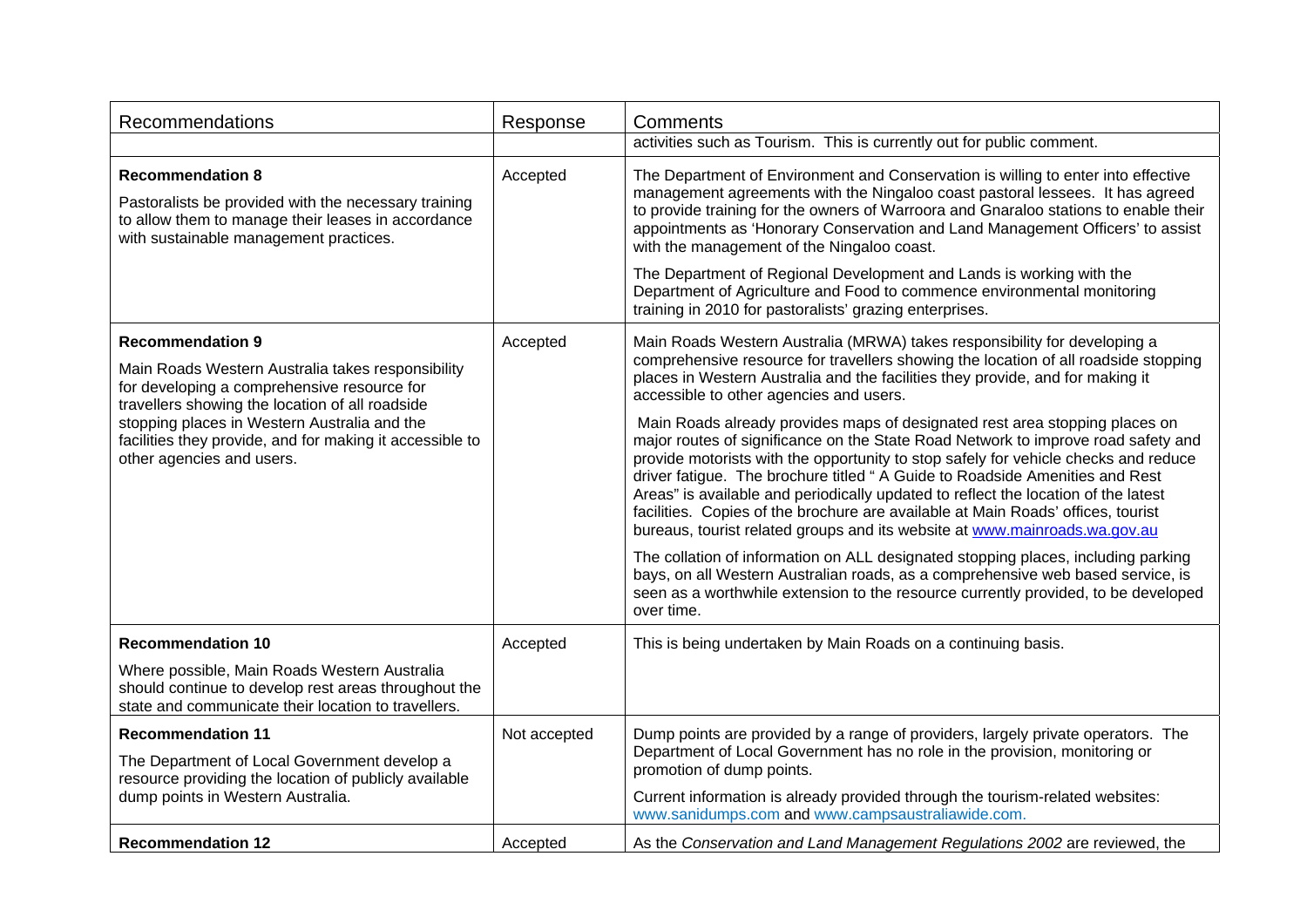| Recommendations | Response | Comments |
|---|---|---|
| | | activities such as Tourism. This is currently out for public comment. |
| **Recommendation 8**<br><br>Pastoralists be provided with the necessary training to allow them to manage their leases in accordance with sustainable management practices. | Accepted | The Department of Environment and Conservation is willing to enter into effective management agreements with the Ningaloo coast pastoral lessees. It has agreed to provide training for the owners of Warroora and Gnaraloo stations to enable their appointments as 'Honorary Conservation and Land Management Officers' to assist with the management of the Ningaloo coast.<br><br>The Department of Regional Development and Lands is working with the Department of Agriculture and Food to commence environmental monitoring training in 2010 for pastoralists' grazing enterprises. |
| **Recommendation 9**<br><br>Main Roads Western Australia takes responsibility for developing a comprehensive resource for travellers showing the location of all roadside stopping places in Western Australia and the facilities they provide, and for making it accessible to other agencies and users. | Accepted | Main Roads Western Australia (MRWA) takes responsibility for developing a comprehensive resource for travellers showing the location of all roadside stopping places in Western Australia and the facilities they provide, and for making it accessible to other agencies and users.<br><br>Main Roads already provides maps of designated rest area stopping places on major routes of significance on the State Road Network to improve road safety and provide motorists with the opportunity to stop safely for vehicle checks and reduce driver fatigue. The brochure titled " A Guide to Roadside Amenities and Rest Areas" is available and periodically updated to reflect the location of the latest facilities. Copies of the brochure are available at Main Roads' offices, tourist bureaus, tourist related groups and its website at www.mainroads.wa.gov.au<br><br>The collation of information on ALL designated stopping places, including parking bays, on all Western Australian roads, as a comprehensive web based service, is seen as a worthwhile extension to the resource currently provided, to be developed over time. |
| **Recommendation 10**<br><br>Where possible, Main Roads Western Australia should continue to develop rest areas throughout the state and communicate their location to travellers. | Accepted | This is being undertaken by Main Roads on a continuing basis. |
| **Recommendation 11**<br><br>The Department of Local Government develop a resource providing the location of publicly available dump points in Western Australia. | Not accepted | Dump points are provided by a range of providers, largely private operators. The Department of Local Government has no role in the provision, monitoring or promotion of dump points.<br><br>Current information is already provided through the tourism-related websites: www.sanidumps.com and www.campsaustraliawide.com. |
| **Recommendation 12** | Accepted | As the *Conservation and Land Management Regulations 2002* are reviewed, the |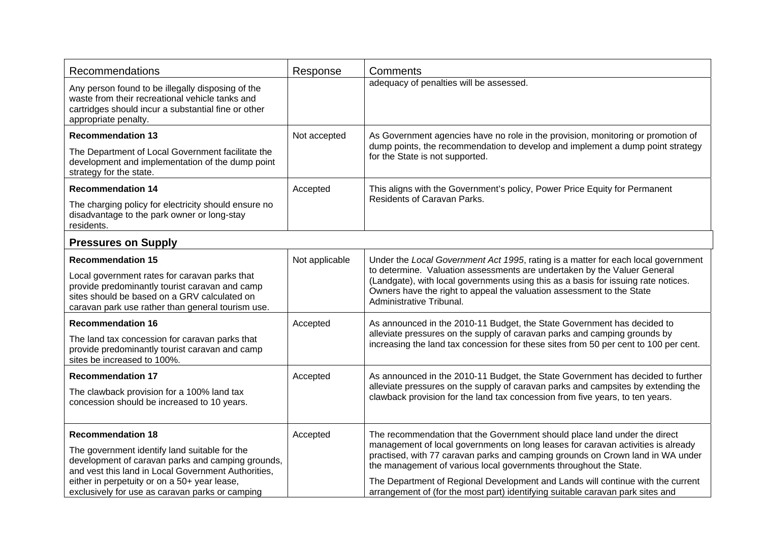| Recommendations | Response | Comments |
|---|---|---|
| Any person found to be illegally disposing of the waste from their recreational vehicle tanks and cartridges should incur a substantial fine or other appropriate penalty. | | adequacy of penalties will be assessed. |
| **Recommendation 13**<br>The Department of Local Government facilitate the development and implementation of the dump point strategy for the state. | Not accepted | As Government agencies have no role in the provision, monitoring or promotion of dump points, the recommendation to develop and implement a dump point strategy for the State is not supported. |
| **Recommendation 14**<br>The charging policy for electricity should ensure no disadvantage to the park owner or long-stay residents. | Accepted | This aligns with the Government's policy, Power Price Equity for Permanent Residents of Caravan Parks. |
| **Pressures on Supply** | | |
| **Recommendation 15**<br>Local government rates for caravan parks that provide predominantly tourist caravan and camp sites should be based on a GRV calculated on caravan park use rather than general tourism use. | Not applicable | Under the *Local Government Act 1995*, rating is a matter for each local government to determine. Valuation assessments are undertaken by the Valuer General (Landgate), with local governments using this as a basis for issuing rate notices. Owners have the right to appeal the valuation assessment to the State Administrative Tribunal. |
| **Recommendation 16**<br>The land tax concession for caravan parks that provide predominantly tourist caravan and camp sites be increased to 100%. | Accepted | As announced in the 2010-11 Budget, the State Government has decided to alleviate pressures on the supply of caravan parks and camping grounds by increasing the land tax concession for these sites from 50 per cent to 100 per cent. |
| **Recommendation 17**<br>The clawback provision for a 100% land tax concession should be increased to 10 years. | Accepted | As announced in the 2010-11 Budget, the State Government has decided to further alleviate pressures on the supply of caravan parks and campsites by extending the clawback provision for the land tax concession from five years, to ten years. |
| **Recommendation 18**<br>The government identify land suitable for the development of caravan parks and camping grounds, and vest this land in Local Government Authorities, either in perpetuity or on a 50+ year lease, exclusively for use as caravan parks or camping | Accepted | The recommendation that the Government should place land under the direct management of local governments on long leases for caravan activities is already practised, with 77 caravan parks and camping grounds on Crown land in WA under the management of various local governments throughout the State.<br>The Department of Regional Development and Lands will continue with the current arrangement of (for the most part) identifying suitable caravan park sites and |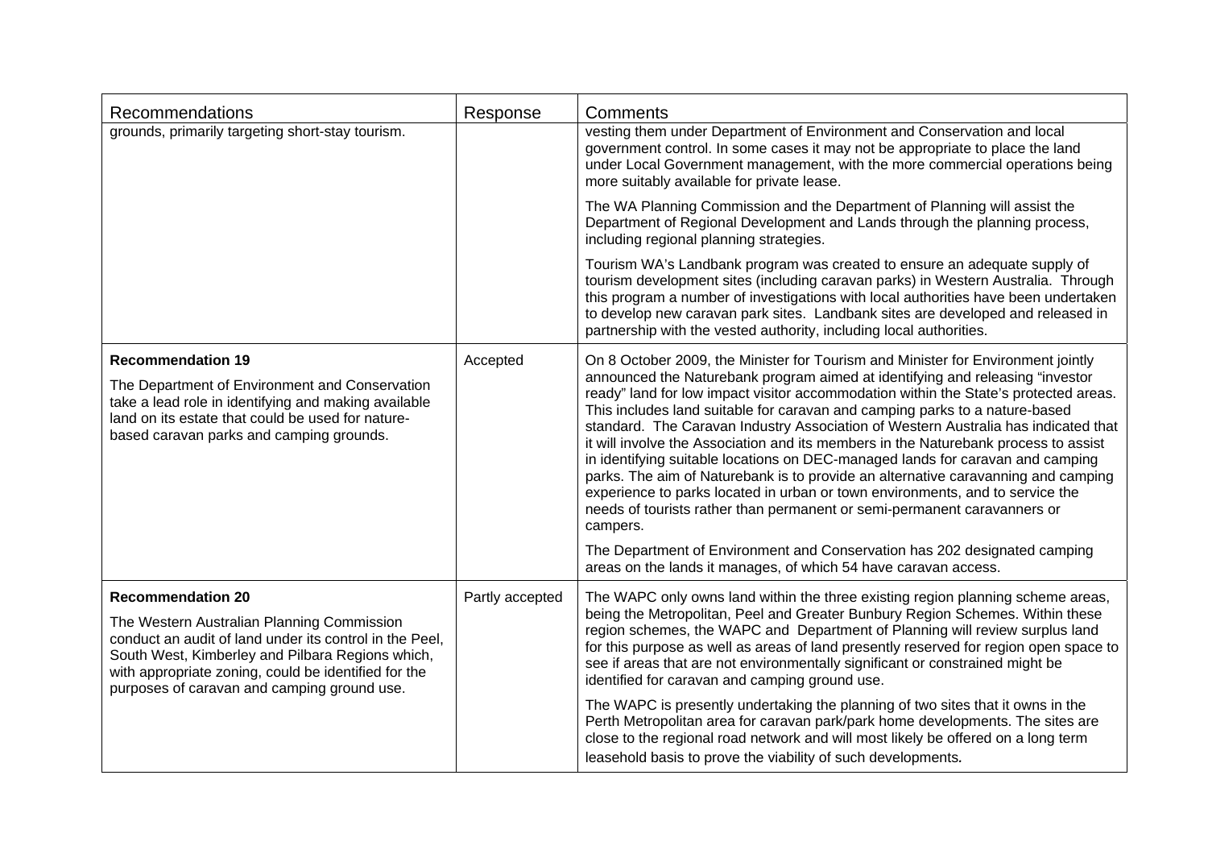| Recommendations | Response | Comments |
|---|---|---|
| grounds, primarily targeting short-stay tourism. | | vesting them under Department of Environment and Conservation and local government control. In some cases it may not be appropriate to place the land under Local Government management, with the more commercial operations being more suitably available for private lease.<br><br>The WA Planning Commission and the Department of Planning will assist the Department of Regional Development and Lands through the planning process, including regional planning strategies.<br><br>Tourism WA's Landbank program was created to ensure an adequate supply of tourism development sites (including caravan parks) in Western Australia. Through this program a number of investigations with local authorities have been undertaken to develop new caravan park sites. Landbank sites are developed and released in partnership with the vested authority, including local authorities. |
| **Recommendation 19**<br><br>The Department of Environment and Conservation take a lead role in identifying and making available land on its estate that could be used for nature-based caravan parks and camping grounds. | Accepted | On 8 October 2009, the Minister for Tourism and Minister for Environment jointly announced the Naturebank program aimed at identifying and releasing "investor ready" land for low impact visitor accommodation within the State's protected areas. This includes land suitable for caravan and camping parks to a nature-based standard. The Caravan Industry Association of Western Australia has indicated that it will involve the Association and its members in the Naturebank process to assist in identifying suitable locations on DEC-managed lands for caravan and camping parks. The aim of Naturebank is to provide an alternative caravanning and camping experience to parks located in urban or town environments, and to service the needs of tourists rather than permanent or semi-permanent caravanners or campers.<br><br>The Department of Environment and Conservation has 202 designated camping areas on the lands it manages, of which 54 have caravan access. |
| **Recommendation 20**<br><br>The Western Australian Planning Commission conduct an audit of land under its control in the Peel, South West, Kimberley and Pilbara Regions which, with appropriate zoning, could be identified for the purposes of caravan and camping ground use. | Partly accepted | The WAPC only owns land within the three existing region planning scheme areas, being the Metropolitan, Peel and Greater Bunbury Region Schemes. Within these region schemes, the WAPC and Department of Planning will review surplus land for this purpose as well as areas of land presently reserved for region open space to see if areas that are not environmentally significant or constrained might be identified for caravan and camping ground use.<br><br>The WAPC is presently undertaking the planning of two sites that it owns in the Perth Metropolitan area for caravan park/park home developments. The sites are close to the regional road network and will most likely be offered on a long term leasehold basis to prove the viability of such developments. |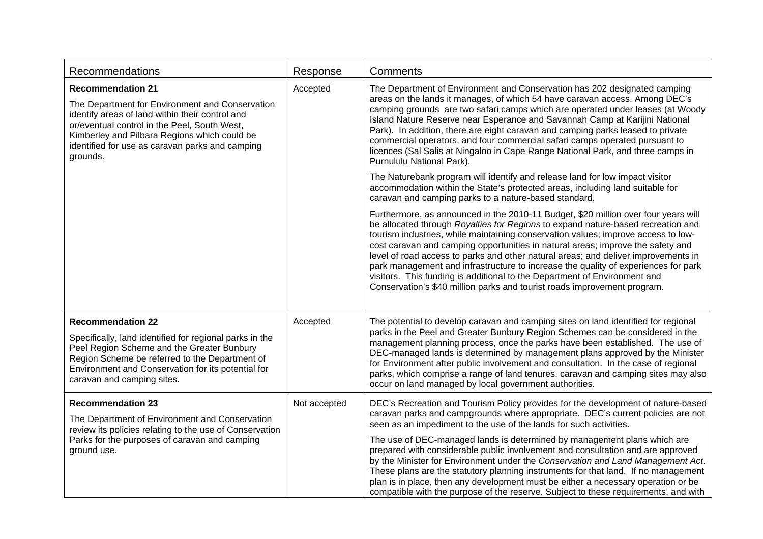| Recommendations | Response | Comments |
|---|---|---|
| **Recommendation 21**<br><br>The Department for Environment and Conservation identify areas of land within their control and or/eventual control in the Peel, South West, Kimberley and Pilbara Regions which could be identified for use as caravan parks and camping grounds. | Accepted | The Department of Environment and Conservation has 202 designated camping areas on the lands it manages, of which 54 have caravan access. Among DEC's camping grounds are two safari camps which are operated under leases (at Woody Island Nature Reserve near Esperance and Savannah Camp at Karijini National Park). In addition, there are eight caravan and camping parks leased to private commercial operators, and four commercial safari camps operated pursuant to licences (Sal Salis at Ningaloo in Cape Range National Park, and three camps in Purnululu National Park).<br><br>The Naturebank program will identify and release land for low impact visitor accommodation within the State's protected areas, including land suitable for caravan and camping parks to a nature-based standard.<br><br>Furthermore, as announced in the 2010-11 Budget, $20 million over four years will be allocated through *Royalties for Regions* to expand nature-based recreation and tourism industries, while maintaining conservation values; improve access to low-cost caravan and camping opportunities in natural areas; improve the safety and level of road access to parks and other natural areas; and deliver improvements in park management and infrastructure to increase the quality of experiences for park visitors. This funding is additional to the Department of Environment and Conservation's $40 million parks and tourist roads improvement program. |
| **Recommendation 22**<br><br>Specifically, land identified for regional parks in the Peel Region Scheme and the Greater Bunbury Region Scheme be referred to the Department of Environment and Conservation for its potential for caravan and camping sites. | Accepted | The potential to develop caravan and camping sites on land identified for regional parks in the Peel and Greater Bunbury Region Schemes can be considered in the management planning process, once the parks have been established. The use of DEC-managed lands is determined by management plans approved by the Minister for Environment after public involvement and consultation. In the case of regional parks, which comprise a range of land tenures, caravan and camping sites may also occur on land managed by local government authorities. |
| **Recommendation 23**<br><br>The Department of Environment and Conservation review its policies relating to the use of Conservation Parks for the purposes of caravan and camping ground use. | Not accepted | DEC's Recreation and Tourism Policy provides for the development of nature-based caravan parks and campgrounds where appropriate. DEC's current policies are not seen as an impediment to the use of the lands for such activities.<br><br>The use of DEC-managed lands is determined by management plans which are prepared with considerable public involvement and consultation and are approved by the Minister for Environment under the *Conservation and Land Management Act*. These plans are the statutory planning instruments for that land. If no management plan is in place, then any development must be either a necessary operation or be compatible with the purpose of the reserve. Subject to these requirements, and with |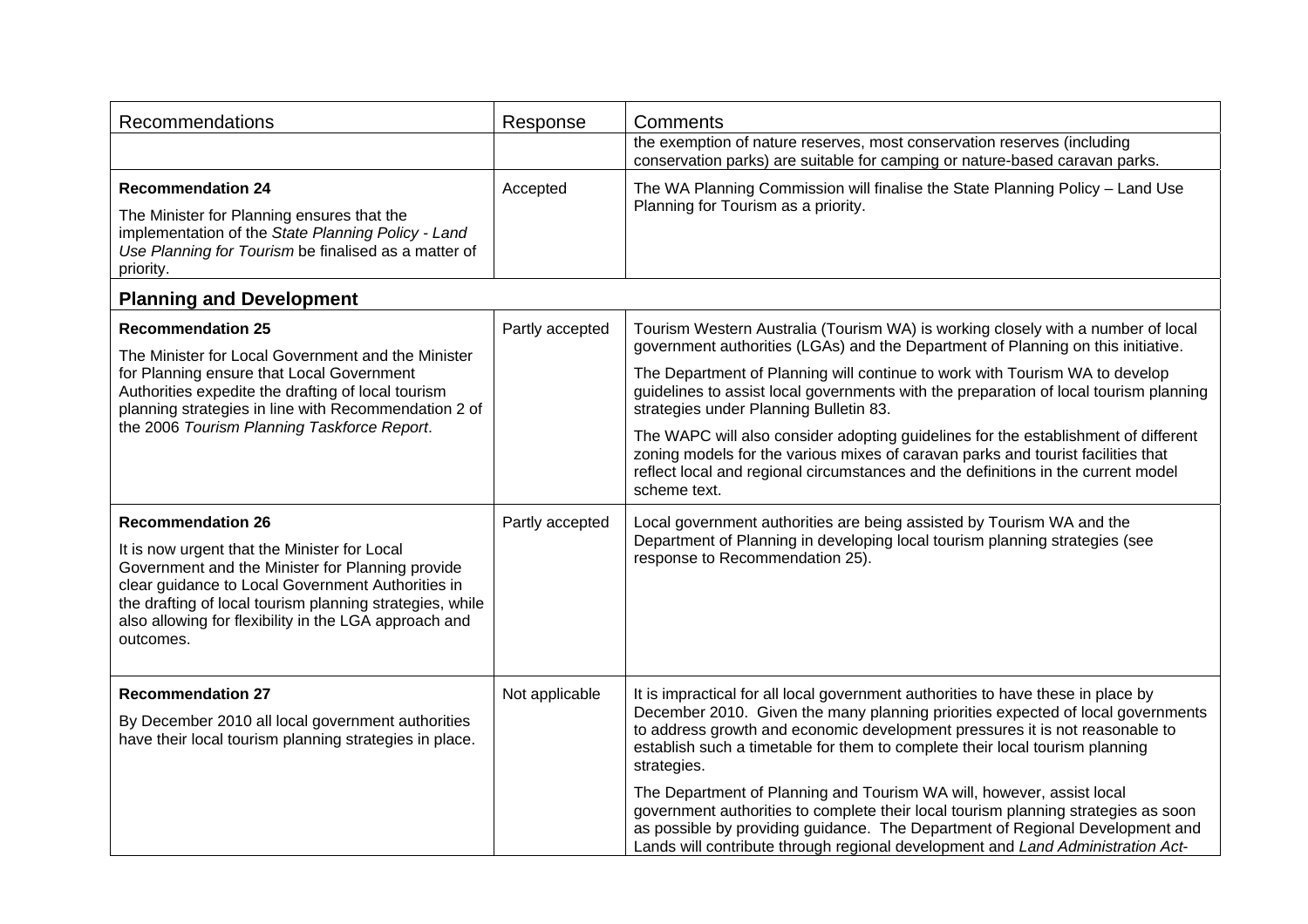| Recommendations | Response | Comments |
|---|---|---|
| | | the exemption of nature reserves, most conservation reserves (including conservation parks) are suitable for camping or nature-based caravan parks. |
| **Recommendation 24**<br><br>The Minister for Planning ensures that the implementation of the *State Planning Policy - Land Use Planning for Tourism* be finalised as a matter of priority. | Accepted | The WA Planning Commission will finalise the State Planning Policy – Land Use Planning for Tourism as a priority. |
| **Planning and Development** | | |
| **Recommendation 25**<br><br>The Minister for Local Government and the Minister for Planning ensure that Local Government Authorities expedite the drafting of local tourism planning strategies in line with Recommendation 2 of the 2006 *Tourism Planning Taskforce Report*. | Partly accepted | Tourism Western Australia (Tourism WA) is working closely with a number of local government authorities (LGAs) and the Department of Planning on this initiative.<br><br>The Department of Planning will continue to work with Tourism WA to develop guidelines to assist local governments with the preparation of local tourism planning strategies under Planning Bulletin 83.<br><br>The WAPC will also consider adopting guidelines for the establishment of different zoning models for the various mixes of caravan parks and tourist facilities that reflect local and regional circumstances and the definitions in the current model scheme text. |
| **Recommendation 26**<br><br>It is now urgent that the Minister for Local Government and the Minister for Planning provide clear guidance to Local Government Authorities in the drafting of local tourism planning strategies, while also allowing for flexibility in the LGA approach and outcomes. | Partly accepted | Local government authorities are being assisted by Tourism WA and the Department of Planning in developing local tourism planning strategies (see response to Recommendation 25). |
| **Recommendation 27**<br><br>By December 2010 all local government authorities have their local tourism planning strategies in place. | Not applicable | It is impractical for all local government authorities to have these in place by December 2010. Given the many planning priorities expected of local governments to address growth and economic development pressures it is not reasonable to establish such a timetable for them to complete their local tourism planning strategies.<br><br>The Department of Planning and Tourism WA will, however, assist local government authorities to complete their local tourism planning strategies as soon as possible by providing guidance. The Department of Regional Development and Lands will contribute through regional development and *Land Administration Act*- |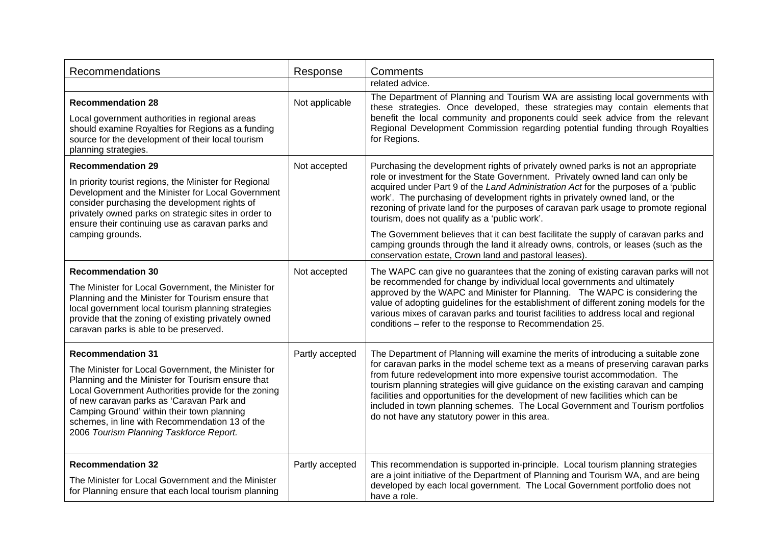| Recommendations | Response | Comments |
|---|---|---|
| | | related advice. |
| **Recommendation 28**<br>Local government authorities in regional areas should examine Royalties for Regions as a funding source for the development of their local tourism planning strategies. | Not applicable | The Department of Planning and Tourism WA are assisting local governments with these strategies. Once developed, these strategies may contain elements that benefit the local community and proponents could seek advice from the relevant Regional Development Commission regarding potential funding through Royalties for Regions. |
| **Recommendation 29**<br>In priority tourist regions, the Minister for Regional Development and the Minister for Local Government consider purchasing the development rights of privately owned parks on strategic sites in order to ensure their continuing use as caravan parks and camping grounds. | Not accepted | Purchasing the development rights of privately owned parks is not an appropriate role or investment for the State Government. Privately owned land can only be acquired under Part 9 of the *Land Administration Act* for the purposes of a 'public work'. The purchasing of development rights in privately owned land, or the rezoning of private land for the purposes of caravan park usage to promote regional tourism, does not qualify as a 'public work'.<br>The Government believes that it can best facilitate the supply of caravan parks and camping grounds through the land it already owns, controls, or leases (such as the conservation estate, Crown land and pastoral leases). |
| **Recommendation 30**<br>The Minister for Local Government, the Minister for Planning and the Minister for Tourism ensure that local government local tourism planning strategies provide that the zoning of existing privately owned caravan parks is able to be preserved. | Not accepted | The WAPC can give no guarantees that the zoning of existing caravan parks will not be recommended for change by individual local governments and ultimately approved by the WAPC and Minister for Planning. The WAPC is considering the value of adopting guidelines for the establishment of different zoning models for the various mixes of caravan parks and tourist facilities to address local and regional conditions – refer to the response to Recommendation 25. |
| **Recommendation 31**<br>The Minister for Local Government, the Minister for Planning and the Minister for Tourism ensure that Local Government Authorities provide for the zoning of new caravan parks as 'Caravan Park and Camping Ground' within their town planning schemes, in line with Recommendation 13 of the 2006 *Tourism Planning Taskforce Report.* | Partly accepted | The Department of Planning will examine the merits of introducing a suitable zone for caravan parks in the model scheme text as a means of preserving caravan parks from future redevelopment into more expensive tourist accommodation. The tourism planning strategies will give guidance on the existing caravan and camping facilities and opportunities for the development of new facilities which can be included in town planning schemes. The Local Government and Tourism portfolios do not have any statutory power in this area. |
| **Recommendation 32**<br>The Minister for Local Government and the Minister for Planning ensure that each local tourism planning | Partly accepted | This recommendation is supported in-principle. Local tourism planning strategies are a joint initiative of the Department of Planning and Tourism WA, and are being developed by each local government. The Local Government portfolio does not have a role. |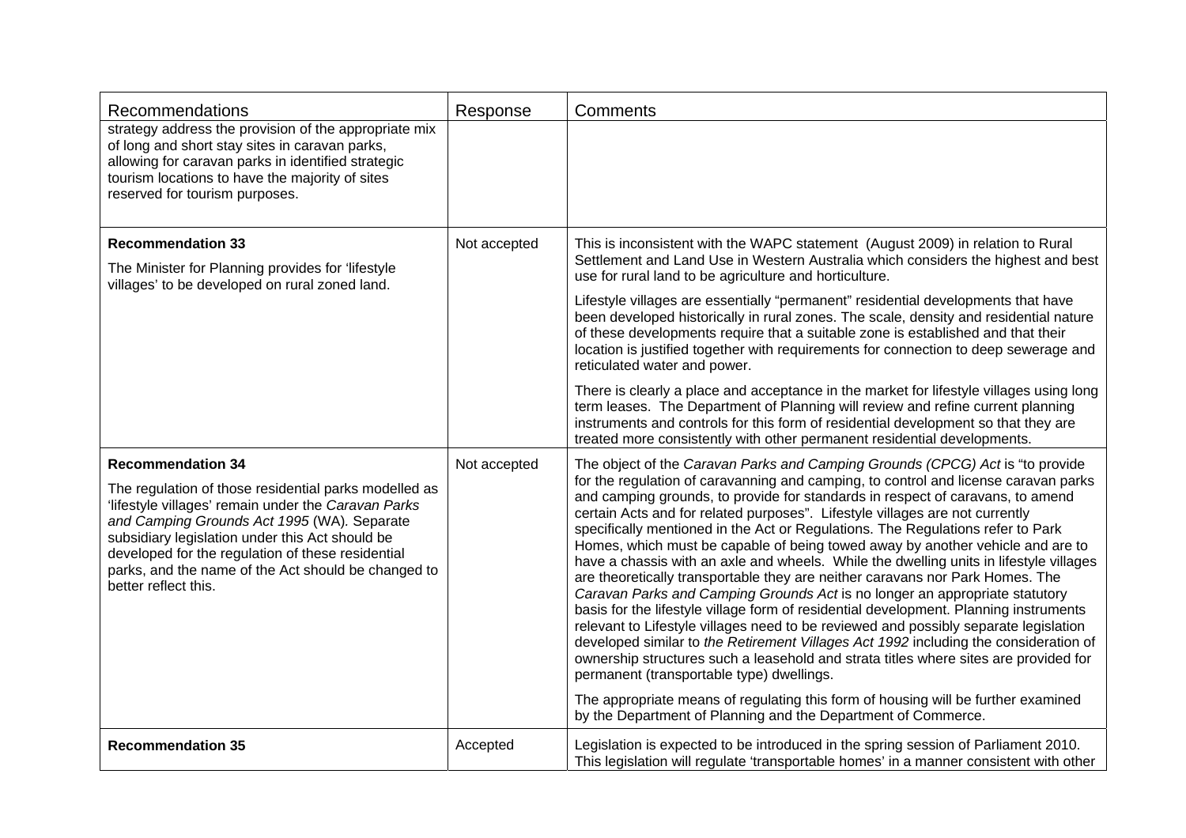| Recommendations | Response | Comments |
|---|---|---|
| strategy address the provision of the appropriate mix of long and short stay sites in caravan parks, allowing for caravan parks in identified strategic tourism locations to have the majority of sites reserved for tourism purposes. | | |
| **Recommendation 33**<br><br>The Minister for Planning provides for 'lifestyle villages' to be developed on rural zoned land. | Not accepted | This is inconsistent with the WAPC statement (August 2009) in relation to Rural Settlement and Land Use in Western Australia which considers the highest and best use for rural land to be agriculture and horticulture.<br><br>Lifestyle villages are essentially "permanent" residential developments that have been developed historically in rural zones. The scale, density and residential nature of these developments require that a suitable zone is established and that their location is justified together with requirements for connection to deep sewerage and reticulated water and power.<br><br>There is clearly a place and acceptance in the market for lifestyle villages using long term leases. The Department of Planning will review and refine current planning instruments and controls for this form of residential development so that they are treated more consistently with other permanent residential developments. |
| **Recommendation 34**<br><br>The regulation of those residential parks modelled as 'lifestyle villages' remain under the *Caravan Parks and Camping Grounds Act 1995* (WA). Separate subsidiary legislation under this Act should be developed for the regulation of these residential parks, and the name of the Act should be changed to better reflect this. | Not accepted | The object of the *Caravan Parks and Camping Grounds (CPCG) Act* is "to provide for the regulation of caravanning and camping, to control and license caravan parks and camping grounds, to provide for standards in respect of caravans, to amend certain Acts and for related purposes". Lifestyle villages are not currently specifically mentioned in the Act or Regulations. The Regulations refer to Park Homes, which must be capable of being towed away by another vehicle and are to have a chassis with an axle and wheels. While the dwelling units in lifestyle villages are theoretically transportable they are neither caravans nor Park Homes. The *Caravan Parks and Camping Grounds Act* is no longer an appropriate statutory basis for the lifestyle village form of residential development. Planning instruments relevant to Lifestyle villages need to be reviewed and possibly separate legislation developed similar to *the Retirement Villages Act 1992* including the consideration of ownership structures such a leasehold and strata titles where sites are provided for permanent (transportable type) dwellings.<br><br>The appropriate means of regulating this form of housing will be further examined by the Department of Planning and the Department of Commerce. |
| **Recommendation 35** | Accepted | Legislation is expected to be introduced in the spring session of Parliament 2010. This legislation will regulate 'transportable homes' in a manner consistent with other |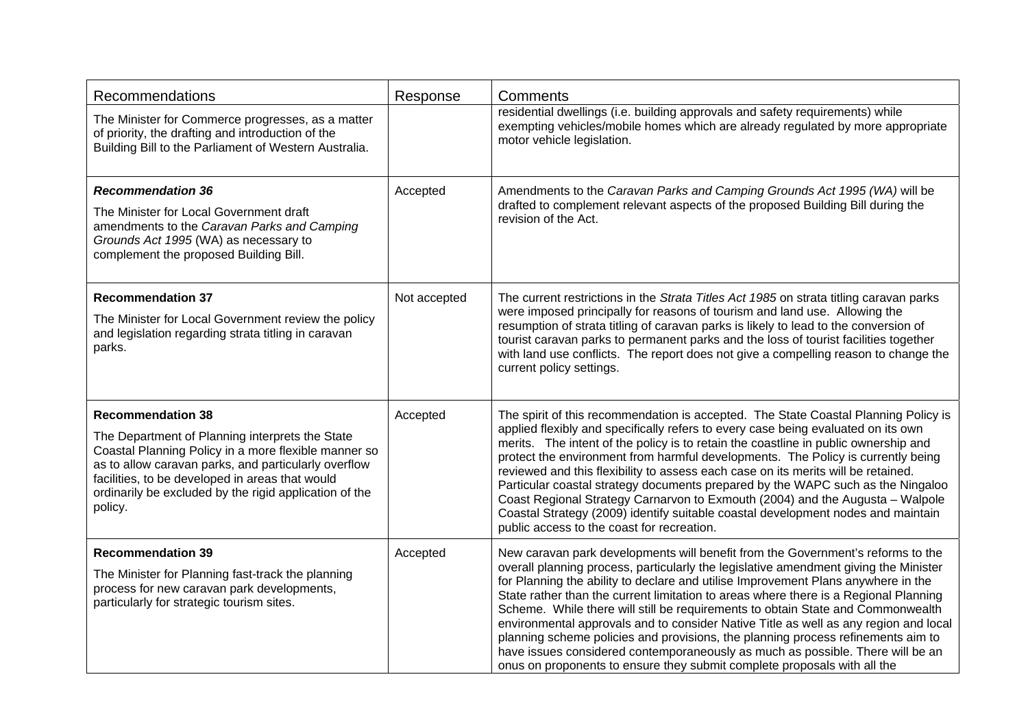| Recommendations | Response | Comments |
| --- | --- | --- |
| The Minister for Commerce progresses, as a matter of priority, the drafting and introduction of the Building Bill to the Parliament of Western Australia. | | residential dwellings (i.e. building approvals and safety requirements) while exempting vehicles/mobile homes which are already regulated by more appropriate motor vehicle legislation. |
| ***Recommendation 36*** The Minister for Local Government draft amendments to the *Caravan Parks and Camping Grounds Act 1995* (WA) as necessary to complement the proposed Building Bill. | Accepted | Amendments to the *Caravan Parks and Camping Grounds Act 1995 (WA)* will be drafted to complement relevant aspects of the proposed Building Bill during the revision of the Act. |
| **Recommendation 37** The Minister for Local Government review the policy and legislation regarding strata titling in caravan parks. | Not accepted | The current restrictions in the *Strata Titles Act 1985* on strata titling caravan parks were imposed principally for reasons of tourism and land use. Allowing the resumption of strata titling of caravan parks is likely to lead to the conversion of tourist caravan parks to permanent parks and the loss of tourist facilities together with land use conflicts. The report does not give a compelling reason to change the current policy settings. |
| **Recommendation 38** The Department of Planning interprets the State Coastal Planning Policy in a more flexible manner so as to allow caravan parks, and particularly overflow facilities, to be developed in areas that would ordinarily be excluded by the rigid application of the policy. | Accepted | The spirit of this recommendation is accepted. The State Coastal Planning Policy is applied flexibly and specifically refers to every case being evaluated on its own merits. The intent of the policy is to retain the coastline in public ownership and protect the environment from harmful developments. The Policy is currently being reviewed and this flexibility to assess each case on its merits will be retained. Particular coastal strategy documents prepared by the WAPC such as the Ningaloo Coast Regional Strategy Carnarvon to Exmouth (2004) and the Augusta – Walpole Coastal Strategy (2009) identify suitable coastal development nodes and maintain public access to the coast for recreation. |
| **Recommendation 39** The Minister for Planning fast-track the planning process for new caravan park developments, particularly for strategic tourism sites. | Accepted | New caravan park developments will benefit from the Government's reforms to the overall planning process, particularly the legislative amendment giving the Minister for Planning the ability to declare and utilise Improvement Plans anywhere in the State rather than the current limitation to areas where there is a Regional Planning Scheme. While there will still be requirements to obtain State and Commonwealth environmental approvals and to consider Native Title as well as any region and local planning scheme policies and provisions, the planning process refinements aim to have issues considered contemporaneously as much as possible. There will be an onus on proponents to ensure they submit complete proposals with all the |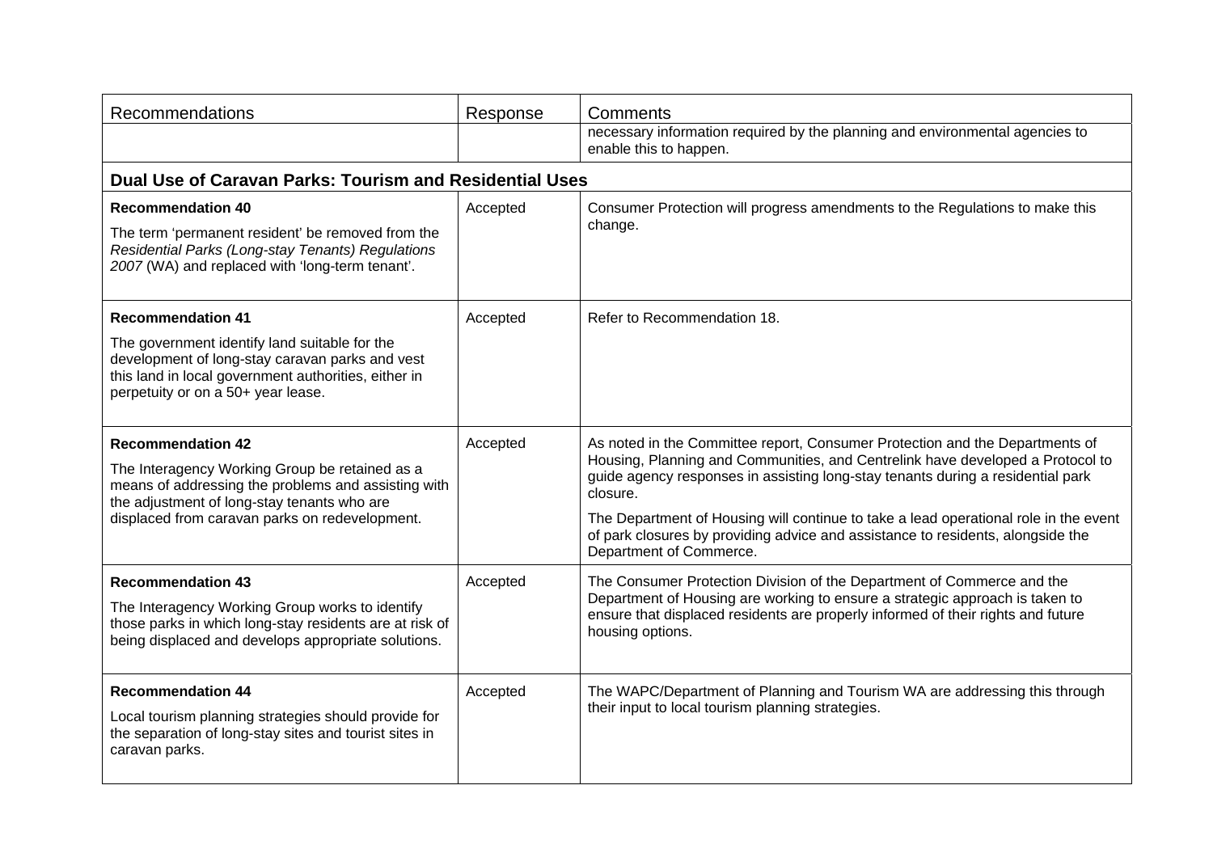| Recommendations | Response | Comments |
|---|---|---|
| | | necessary information required by the planning and environmental agencies to enable this to happen. |
| **Dual Use of Caravan Parks: Tourism and Residential Uses** | | |
| **Recommendation 40**<br>The term 'permanent resident' be removed from the *Residential Parks (Long-stay Tenants) Regulations 2007* (WA) and replaced with 'long-term tenant'. | Accepted | Consumer Protection will progress amendments to the Regulations to make this change. |
| **Recommendation 41**<br>The government identify land suitable for the development of long-stay caravan parks and vest this land in local government authorities, either in perpetuity or on a 50+ year lease. | Accepted | Refer to Recommendation 18. |
| **Recommendation 42**<br>The Interagency Working Group be retained as a means of addressing the problems and assisting with the adjustment of long-stay tenants who are displaced from caravan parks on redevelopment. | Accepted | As noted in the Committee report, Consumer Protection and the Departments of Housing, Planning and Communities, and Centrelink have developed a Protocol to guide agency responses in assisting long-stay tenants during a residential park closure.<br>The Department of Housing will continue to take a lead operational role in the event of park closures by providing advice and assistance to residents, alongside the Department of Commerce. |
| **Recommendation 43**<br>The Interagency Working Group works to identify those parks in which long-stay residents are at risk of being displaced and develops appropriate solutions. | Accepted | The Consumer Protection Division of the Department of Commerce and the Department of Housing are working to ensure a strategic approach is taken to ensure that displaced residents are properly informed of their rights and future housing options. |
| **Recommendation 44**<br>Local tourism planning strategies should provide for the separation of long-stay sites and tourist sites in caravan parks. | Accepted | The WAPC/Department of Planning and Tourism WA are addressing this through their input to local tourism planning strategies. |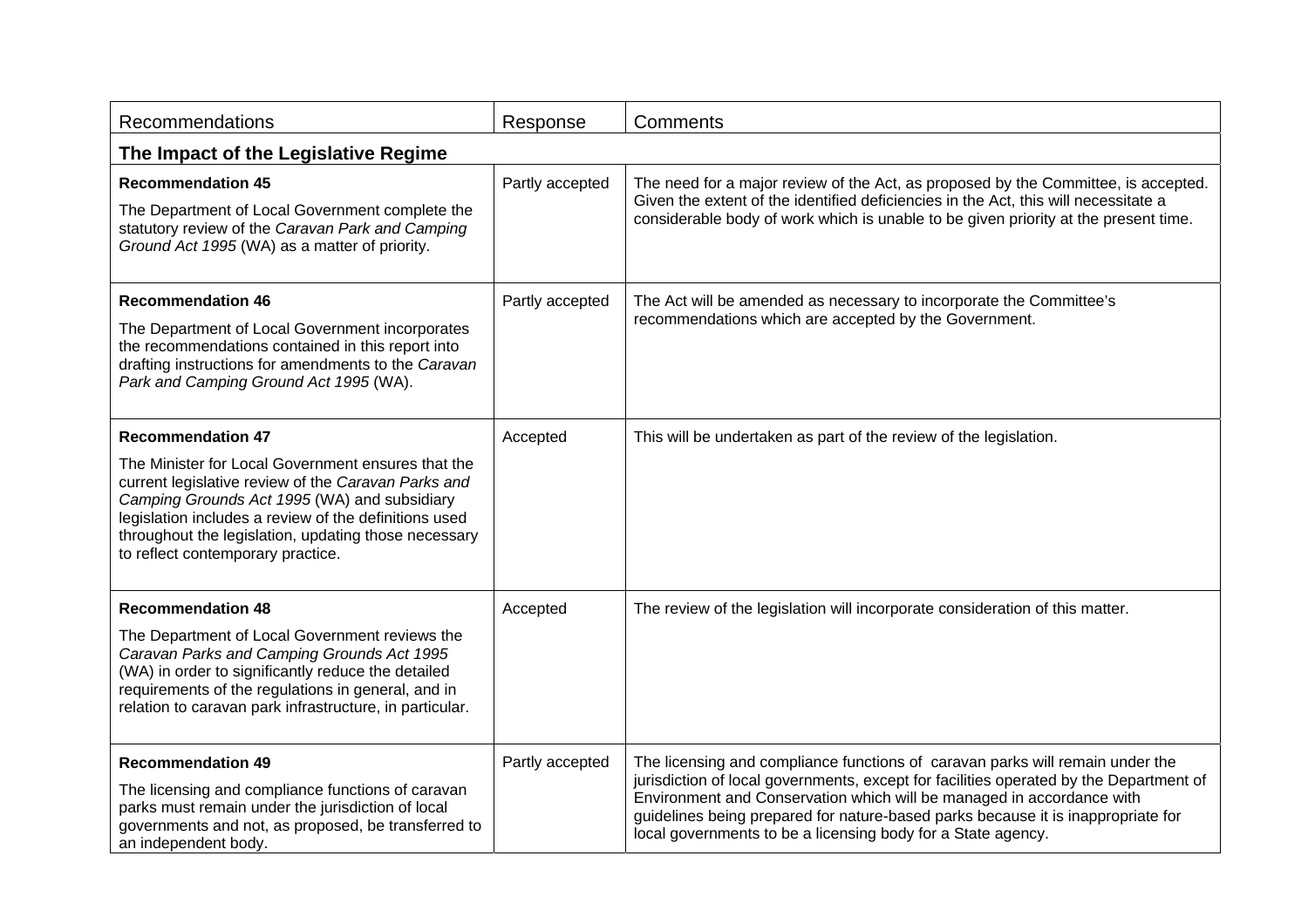| Recommendations | Response | Comments |
|---|---|---|
| **The Impact of the Legislative Regime** | | |
| **Recommendation 45**<br><br>The Department of Local Government complete the statutory review of the *Caravan Park and Camping Ground Act 1995* (WA) as a matter of priority. | Partly accepted | The need for a major review of the Act, as proposed by the Committee, is accepted. Given the extent of the identified deficiencies in the Act, this will necessitate a considerable body of work which is unable to be given priority at the present time. |
| **Recommendation 46**<br><br>The Department of Local Government incorporates the recommendations contained in this report into drafting instructions for amendments to the *Caravan Park and Camping Ground Act 1995* (WA). | Partly accepted | The Act will be amended as necessary to incorporate the Committee's recommendations which are accepted by the Government. |
| **Recommendation 47**<br><br>The Minister for Local Government ensures that the current legislative review of the *Caravan Parks and Camping Grounds Act 1995* (WA) and subsidiary legislation includes a review of the definitions used throughout the legislation, updating those necessary to reflect contemporary practice. | Accepted | This will be undertaken as part of the review of the legislation. |
| **Recommendation 48**<br><br>The Department of Local Government reviews the *Caravan Parks and Camping Grounds Act 1995* (WA) in order to significantly reduce the detailed requirements of the regulations in general, and in relation to caravan park infrastructure, in particular. | Accepted | The review of the legislation will incorporate consideration of this matter. |
| **Recommendation 49**<br><br>The licensing and compliance functions of caravan parks must remain under the jurisdiction of local governments and not, as proposed, be transferred to an independent body. | Partly accepted | The licensing and compliance functions of caravan parks will remain under the jurisdiction of local governments, except for facilities operated by the Department of Environment and Conservation which will be managed in accordance with guidelines being prepared for nature-based parks because it is inappropriate for local governments to be a licensing body for a State agency. |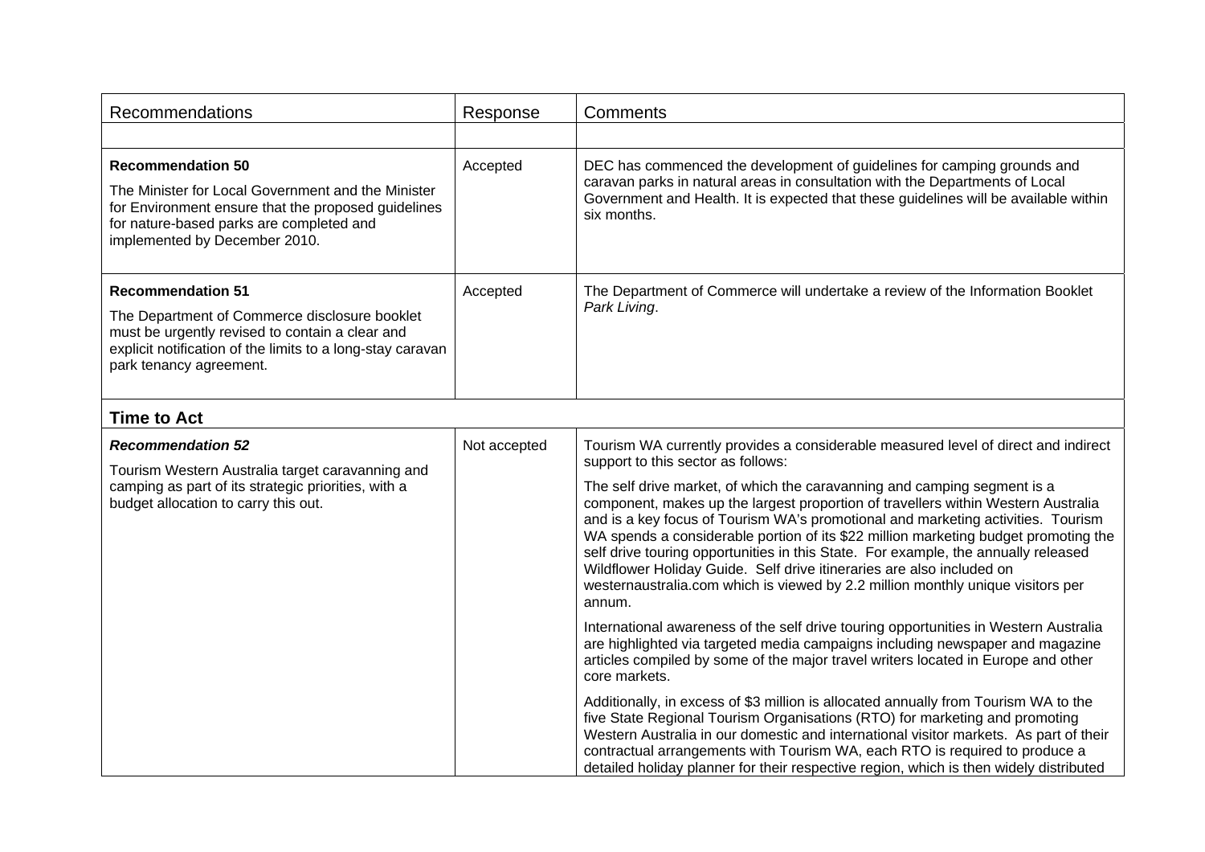| Recommendations | Response | Comments |
|---|---|---|
| | | |
| **Recommendation 50**<br><br>The Minister for Local Government and the Minister for Environment ensure that the proposed guidelines for nature-based parks are completed and implemented by December 2010. | Accepted | DEC has commenced the development of guidelines for camping grounds and caravan parks in natural areas in consultation with the Departments of Local Government and Health. It is expected that these guidelines will be available within six months. |
| **Recommendation 51**<br><br>The Department of Commerce disclosure booklet must be urgently revised to contain a clear and explicit notification of the limits to a long-stay caravan park tenancy agreement. | Accepted | The Department of Commerce will undertake a review of the Information Booklet *Park Living*. |
| **Time to Act** | | |
| ***Recommendation 52***<br><br>Tourism Western Australia target caravanning and camping as part of its strategic priorities, with a budget allocation to carry this out. | Not accepted | Tourism WA currently provides a considerable measured level of direct and indirect support to this sector as follows:<br><br>The self drive market, of which the caravanning and camping segment is a component, makes up the largest proportion of travellers within Western Australia and is a key focus of Tourism WA's promotional and marketing activities. Tourism WA spends a considerable portion of its $22 million marketing budget promoting the self drive touring opportunities in this State. For example, the annually released Wildflower Holiday Guide. Self drive itineraries are also included on westernaustralia.com which is viewed by 2.2 million monthly unique visitors per annum.<br><br>International awareness of the self drive touring opportunities in Western Australia are highlighted via targeted media campaigns including newspaper and magazine articles compiled by some of the major travel writers located in Europe and other core markets.<br><br>Additionally, in excess of $3 million is allocated annually from Tourism WA to the five State Regional Tourism Organisations (RTO) for marketing and promoting Western Australia in our domestic and international visitor markets. As part of their contractual arrangements with Tourism WA, each RTO is required to produce a detailed holiday planner for their respective region, which is then widely distributed |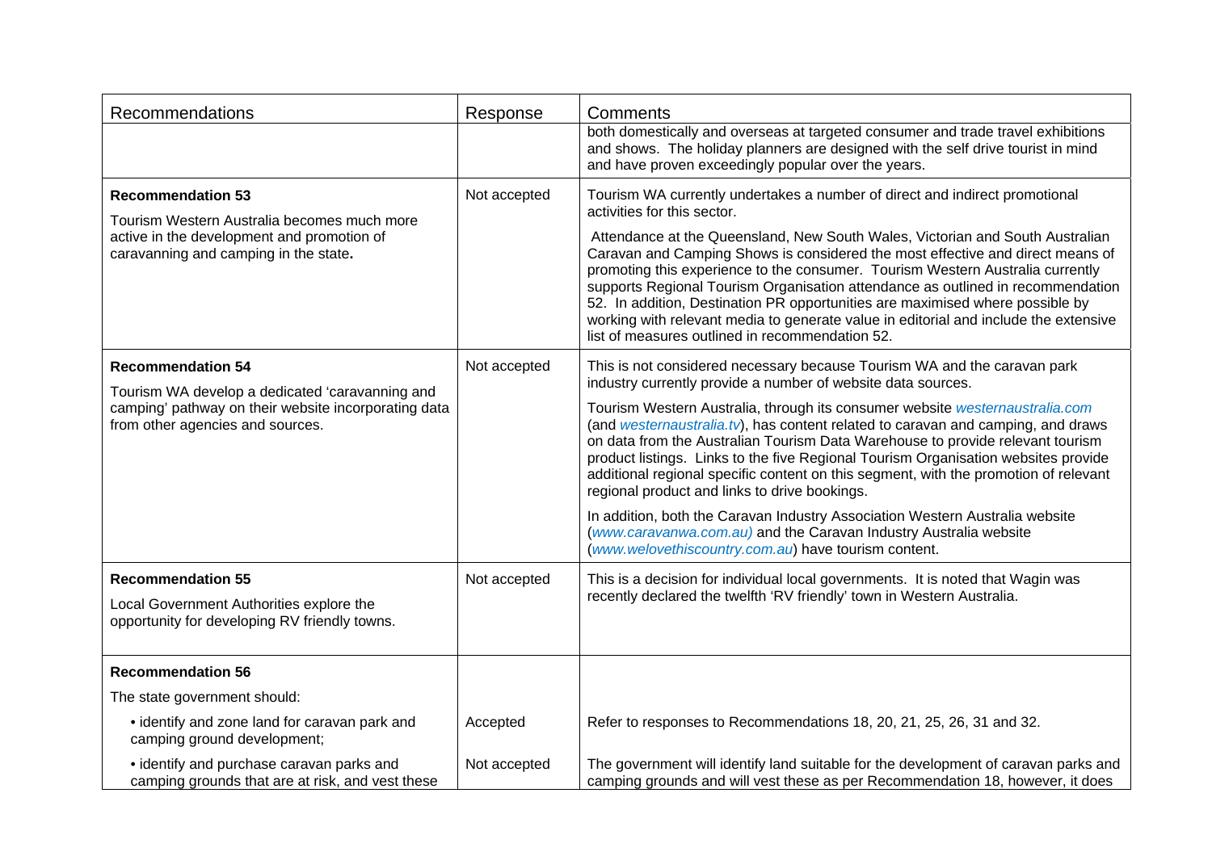| Recommendations | Response | Comments |
|---|---|---|
| | | both domestically and overseas at targeted consumer and trade travel exhibitions and shows. The holiday planners are designed with the self drive tourist in mind and have proven exceedingly popular over the years. |
| **Recommendation 53**<br>Tourism Western Australia becomes much more active in the development and promotion of caravanning and camping in the state**.** | Not accepted | Tourism WA currently undertakes a number of direct and indirect promotional activities for this sector.<br>Attendance at the Queensland, New South Wales, Victorian and South Australian Caravan and Camping Shows is considered the most effective and direct means of promoting this experience to the consumer. Tourism Western Australia currently supports Regional Tourism Organisation attendance as outlined in recommendation 52. In addition, Destination PR opportunities are maximised where possible by working with relevant media to generate value in editorial and include the extensive list of measures outlined in recommendation 52. |
| **Recommendation 54**<br>Tourism WA develop a dedicated 'caravanning and camping' pathway on their website incorporating data from other agencies and sources. | Not accepted | This is not considered necessary because Tourism WA and the caravan park industry currently provide a number of website data sources.<br>Tourism Western Australia, through its consumer website *westernaustralia.com* (and *westernaustralia.tv*), has content related to caravan and camping, and draws on data from the Australian Tourism Data Warehouse to provide relevant tourism product listings. Links to the five Regional Tourism Organisation websites provide additional regional specific content on this segment, with the promotion of relevant regional product and links to drive bookings.<br>In addition, both the Caravan Industry Association Western Australia website (*www.caravanwa.com.au)* and the Caravan Industry Australia website (*www.welovethiscountry.com.au*) have tourism content. |
| **Recommendation 55**<br>Local Government Authorities explore the opportunity for developing RV friendly towns. | Not accepted | This is a decision for individual local governments. It is noted that Wagin was recently declared the twelfth 'RV friendly' town in Western Australia. |
| **Recommendation 56**<br>The state government should: | | |
| • identify and zone land for caravan park and camping ground development; | Accepted | Refer to responses to Recommendations 18, 20, 21, 25, 26, 31 and 32. |
| • identify and purchase caravan parks and camping grounds that are at risk, and vest these | Not accepted | The government will identify land suitable for the development of caravan parks and camping grounds and will vest these as per Recommendation 18, however, it does |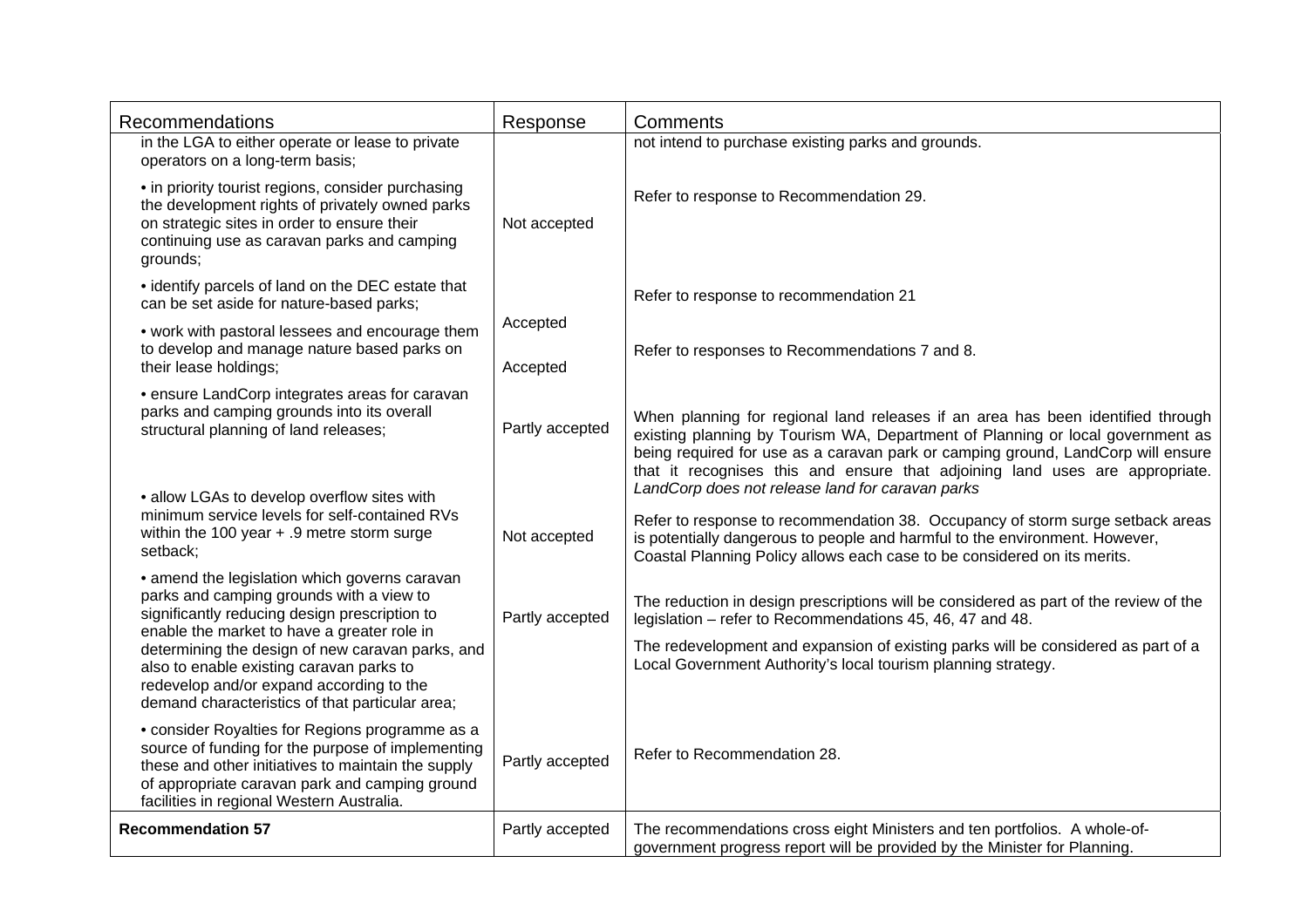| Recommendations | Response | Comments |
|---|---|---|
| in the LGA to either operate or lease to private operators on a long-term basis; | | not intend to purchase existing parks and grounds. |
| • in priority tourist regions, consider purchasing the development rights of privately owned parks on strategic sites in order to ensure their continuing use as caravan parks and camping grounds; | Not accepted | Refer to response to Recommendation 29. |
| • identify parcels of land on the DEC estate that can be set aside for nature-based parks; | Accepted | Refer to response to recommendation 21 |
| • work with pastoral lessees and encourage them to develop and manage nature based parks on their lease holdings; | Accepted | Refer to responses to Recommendations 7 and 8. |
| • ensure LandCorp integrates areas for caravan parks and camping grounds into its overall structural planning of land releases; | Partly accepted | When planning for regional land releases if an area has been identified through existing planning by Tourism WA, Department of Planning or local government as being required for use as a caravan park or camping ground, LandCorp will ensure that it recognises this and ensure that adjoining land uses are appropriate. *LandCorp does not release land for caravan parks* |
| • allow LGAs to develop overflow sites with minimum service levels for self-contained RVs within the 100 year + .9 metre storm surge setback; | Not accepted | Refer to response to recommendation 38. Occupancy of storm surge setback areas is potentially dangerous to people and harmful to the environment. However, Coastal Planning Policy allows each case to be considered on its merits. |
| • amend the legislation which governs caravan parks and camping grounds with a view to significantly reducing design prescription to enable the market to have a greater role in determining the design of new caravan parks, and also to enable existing caravan parks to redevelop and/or expand according to the demand characteristics of that particular area; | Partly accepted | The reduction in design prescriptions will be considered as part of the review of the legislation – refer to Recommendations 45, 46, 47 and 48. The redevelopment and expansion of existing parks will be considered as part of a Local Government Authority's local tourism planning strategy. |
| • consider Royalties for Regions programme as a source of funding for the purpose of implementing these and other initiatives to maintain the supply of appropriate caravan park and camping ground facilities in regional Western Australia. | Partly accepted | Refer to Recommendation 28. |
| **Recommendation 57** | Partly accepted | The recommendations cross eight Ministers and ten portfolios. A whole-of-government progress report will be provided by the Minister for Planning. |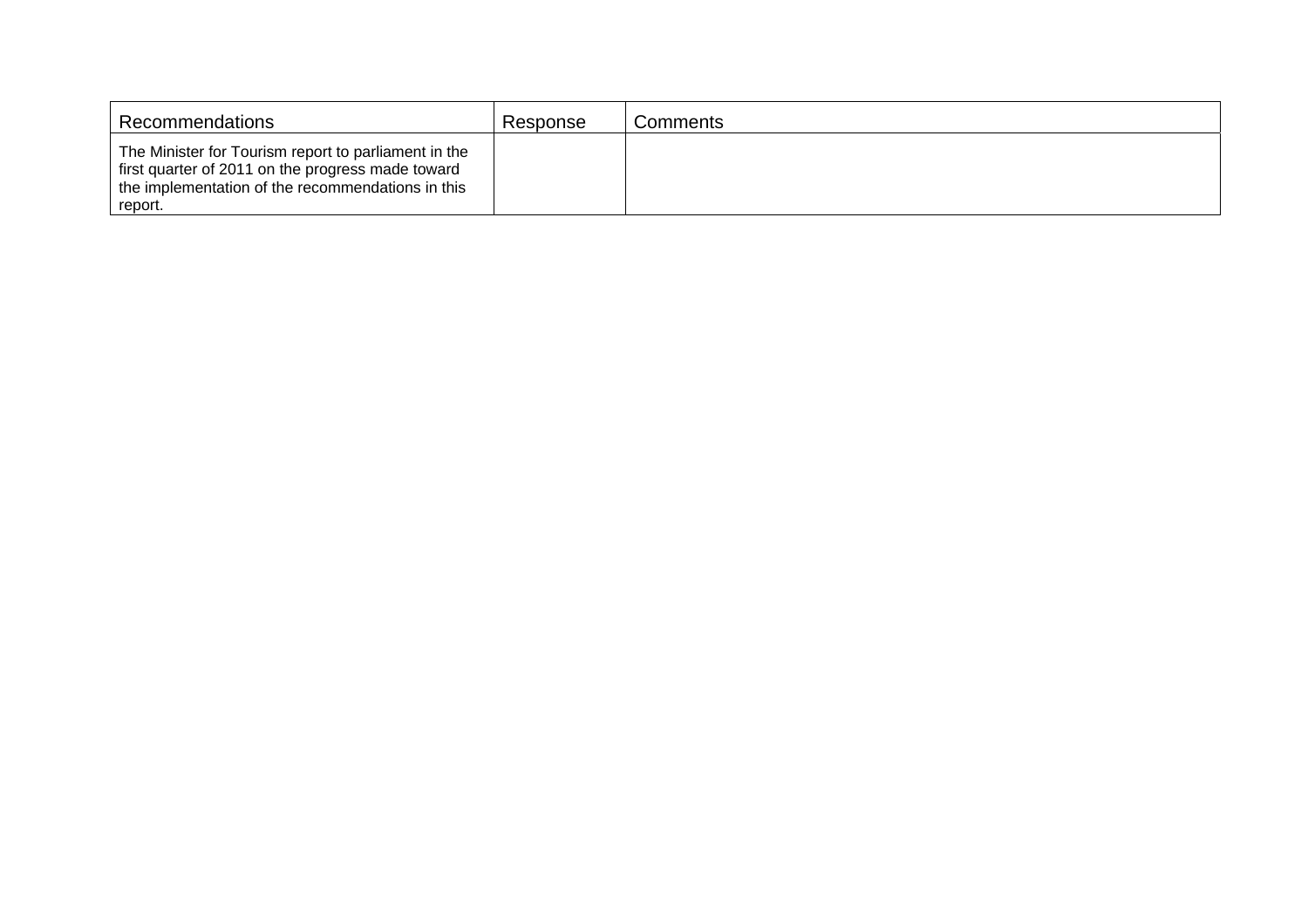| Recommendations | Response | Comments |
| --- | --- | --- |
| The Minister for Tourism report to parliament in the first quarter of 2011 on the progress made toward the implementation of the recommendations in this report. | | |